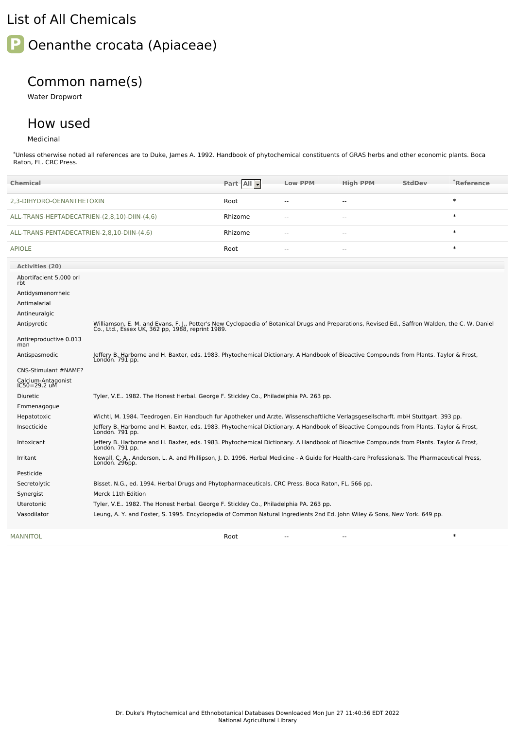# List of All Chemicals

## Oenanthe crocata (Apiaceae)

### Common name(s)

Water Dropwort

### How used

Medicinal

*Unless otherwise noted all references are to Duke, James A. 1992. Handbook of phytochemical constituents of GRAS herbs and other economic plants. Boca Raton, FL. CRC Press.

| Chemical | Part | Low PPM | High PPM | StdDev | *Reference |
|---|---|---|---|---|---|
| 2,3-DIHYDRO-OENANTHETOXIN | Root | -- | -- | | * |
| ALL-TRANS-HEPTADECATRIEN-(2,8,10)-DIIN-(4,6) | Rhizome | -- | -- | | * |
| ALL-TRANS-PENTADECATRIEN-2,8,10-DIIN-(4,6) | Rhizome | -- | -- | | * |
| APIOLE | Root | -- | -- | | * |

**Activities (20)**

| Activity | Reference |
|---|---|
| Abortifacient 5,000 orl rbt | |
| Antidysmenorrheic | |
| Antimalarial | |
| Antineuralgic | |
| Antipyretic | Williamson, E. M. and Evans, F. J., Potter's New Cyclopaedia of Botanical Drugs and Preparations, Revised Ed., Saffron Walden, the C. W. Daniel Co., Ltd., Essex UK, 362 pp, 1988, reprint 1989. |
| Antireproductive 0.013 man | |
| Antispasmodic | Jeffery B. Harborne and H. Baxter, eds. 1983. Phytochemical Dictionary. A Handbook of Bioactive Compounds from Plants. Taylor & Frost, London. 791 pp. |
| CNS-Stimulant #NAME? | |
| Calcium-Antagonist IC50=29.2 uM | |
| Diuretic | Tyler, V.E.. 1982. The Honest Herbal. George F. Stickley Co., Philadelphia PA. 263 pp. |
| Emmenagogue | |
| Hepatotoxic | Wichtl, M. 1984. Teedrogen. Ein Handbuch fur Apotheker und Arzte. Wissenschaftliche Verlagsgesellscharft. mbH Stuttgart. 393 pp. |
| Insecticide | Jeffery B. Harborne and H. Baxter, eds. 1983. Phytochemical Dictionary. A Handbook of Bioactive Compounds from Plants. Taylor & Frost, London. 791 pp. |
| Intoxicant | Jeffery B. Harborne and H. Baxter, eds. 1983. Phytochemical Dictionary. A Handbook of Bioactive Compounds from Plants. Taylor & Frost, London. 791 pp. |
| Irritant | Newall, C. A., Anderson, L. A. and Phillipson, J. D. 1996. Herbal Medicine - A Guide for Health-care Professionals. The Pharmaceutical Press, London. 296pp. |
| Pesticide | |
| Secretolytic | Bisset, N.G., ed. 1994. Herbal Drugs and Phytopharmaceuticals. CRC Press. Boca Raton, FL. 566 pp. |
| Synergist | Merck 11th Edition |
| Uterotonic | Tyler, V.E.. 1982. The Honest Herbal. George F. Stickley Co., Philadelphia PA. 263 pp. |
| Vasodilator | Leung, A. Y. and Foster, S. 1995. Encyclopedia of Common Natural Ingredients 2nd Ed. John Wiley & Sons, New York. 649 pp. |

| Chemical | Part | Low PPM | High PPM | StdDev | *Reference |
|---|---|---|---|---|---|
| MANNITOL | Root | -- | -- | | * |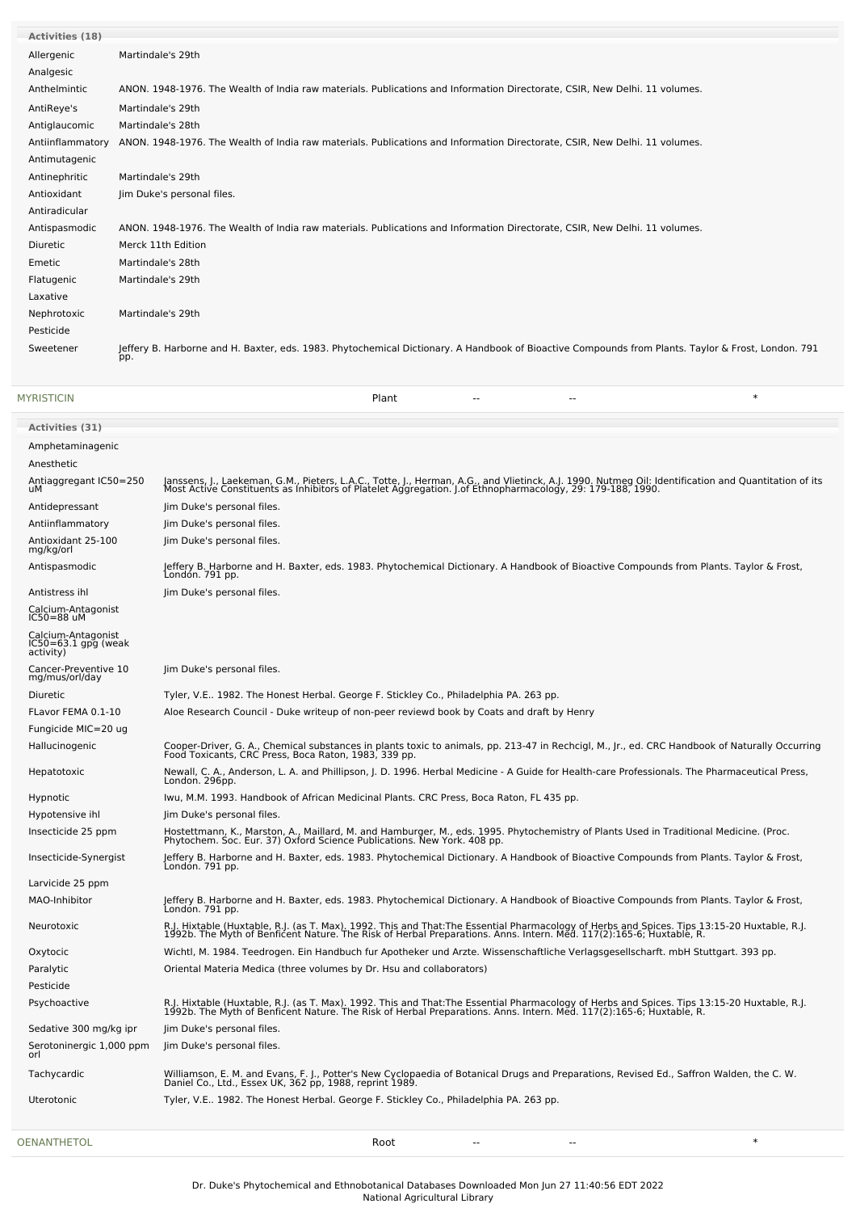**Activities (18)**

| Activity | Reference |
|---|---|
| Allergenic | Martindale's 29th |
| Analgesic | |
| Anthelmintic | ANON. 1948-1976. The Wealth of India raw materials. Publications and Information Directorate, CSIR, New Delhi. 11 volumes. |
| AntiReye's | Martindale's 29th |
| Antiglaucomic | Martindale's 28th |
| Antiinflammatory | ANON. 1948-1976. The Wealth of India raw materials. Publications and Information Directorate, CSIR, New Delhi. 11 volumes. |
| Antimutagenic | |
| Antinephritic | Martindale's 29th |
| Antioxidant | Jim Duke's personal files. |
| Antiradicular | |
| Antispasmodic | ANON. 1948-1976. The Wealth of India raw materials. Publications and Information Directorate, CSIR, New Delhi. 11 volumes. |
| Diuretic | Merck 11th Edition |
| Emetic | Martindale's 28th |
| Flatugenic | Martindale's 29th |
| Laxative | |
| Nephrotoxic | Martindale's 29th |
| Pesticide | |
| Sweetener | Jeffery B. Harborne and H. Baxter, eds. 1983. Phytochemical Dictionary. A Handbook of Bioactive Compounds from Plants. Taylor & Frost, London. 791 pp. |

| MYRISTICIN | Plant | -- | -- | * |
|---|---|---|---|---|

**Activities (31)**

| Activity | Reference |
|---|---|
| Amphetaminagenic | |
| Anesthetic | |
| Antiaggregant IC50=250 uM | Janssens, J., Laekeman, G.M., Pieters, L.A.C., Totte, J., Herman, A.G., and Vlietinck, A.J. 1990. Nutmeg Oil: Identification and Quantitation of its Most Active Constituents as Inhibitors of Platelet Aggregation. J.of Ethnopharmacology, 29: 179-188, 1990. |
| Antidepressant | Jim Duke's personal files. |
| Antiinflammatory | Jim Duke's personal files. |
| Antioxidant 25-100 mg/kg/orl | Jim Duke's personal files. |
| Antispasmodic | Jeffery B. Harborne and H. Baxter, eds. 1983. Phytochemical Dictionary. A Handbook of Bioactive Compounds from Plants. Taylor & Frost, London. 791 pp. |
| Antistress ihl | Jim Duke's personal files. |
| Calcium-Antagonist IC50=88 uM | |
| Calcium-Antagonist IC50=63.1 gpg (weak activity) | |
| Cancer-Preventive 10 mg/mus/orl/day | Jim Duke's personal files. |
| Diuretic | Tyler, V.E.. 1982. The Honest Herbal. George F. Stickley Co., Philadelphia PA. 263 pp. |
| FLavor FEMA 0.1-10 | Aloe Research Council - Duke writeup of non-peer reviewd book by Coats and draft by Henry |
| Fungicide MIC=20 ug | |
| Hallucinogenic | Cooper-Driver, G. A., Chemical substances in plants toxic to animals, pp. 213-47 in Rechcigl, M., Jr., ed. CRC Handbook of Naturally Occurring Food Toxicants, CRC Press, Boca Raton, 1983, 339 pp. |
| Hepatotoxic | Newall, C. A., Anderson, L. A. and Phillipson, J. D. 1996. Herbal Medicine - A Guide for Health-care Professionals. The Pharmaceutical Press, London. 296pp. |
| Hypnotic | Iwu, M.M. 1993. Handbook of African Medicinal Plants. CRC Press, Boca Raton, FL 435 pp. |
| Hypotensive ihl | Jim Duke's personal files. |
| Insecticide 25 ppm | Hostettmann, K., Marston, A., Maillard, M. and Hamburger, M., eds. 1995. Phytochemistry of Plants Used in Traditional Medicine. (Proc. Phytochem. Soc. Eur. 37) Oxford Science Publications. New York. 408 pp. |
| Insecticide-Synergist | Jeffery B. Harborne and H. Baxter, eds. 1983. Phytochemical Dictionary. A Handbook of Bioactive Compounds from Plants. Taylor & Frost, London. 791 pp. |
| Larvicide 25 ppm | |
| MAO-Inhibitor | Jeffery B. Harborne and H. Baxter, eds. 1983. Phytochemical Dictionary. A Handbook of Bioactive Compounds from Plants. Taylor & Frost, London. 791 pp. |
| Neurotoxic | R.J. Hixtable (Huxtable, R.J. (as T. Max). 1992. This and That:The Essential Pharmacology of Herbs and Spices. Tips 13:15-20 Huxtable, R.J. 1992b. The Myth of Benficent Nature. The Risk of Herbal Preparations. Anns. Intern. Med. 117(2):165-6; Huxtable, R. |
| Oxytocic | Wichtl, M. 1984. Teedrogen. Ein Handbuch fur Apotheker und Arzte. Wissenschaftliche Verlagsgesellscharft. mbH Stuttgart. 393 pp. |
| Paralytic | Oriental Materia Medica (three volumes by Dr. Hsu and collaborators) |
| Pesticide | |
| Psychoactive | R.J. Hixtable (Huxtable, R.J. (as T. Max). 1992. This and That:The Essential Pharmacology of Herbs and Spices. Tips 13:15-20 Huxtable, R.J. 1992b. The Myth of Benficent Nature. The Risk of Herbal Preparations. Anns. Intern. Med. 117(2):165-6; Huxtable, R. |
| Sedative 300 mg/kg ipr | Jim Duke's personal files. |
| Serotoninergic 1,000 ppm orl | Jim Duke's personal files. |
| Tachycardic | Williamson, E. M. and Evans, F. J., Potter's New Cyclopaedia of Botanical Drugs and Preparations, Revised Ed., Saffron Walden, the C. W. Daniel Co., Ltd., Essex UK, 362 pp, 1988, reprint 1989. |
| Uterotonic | Tyler, V.E.. 1982. The Honest Herbal. George F. Stickley Co., Philadelphia PA. 263 pp. |

| OENANTHETOL | Root | -- | -- | * |
|---|---|---|---|---|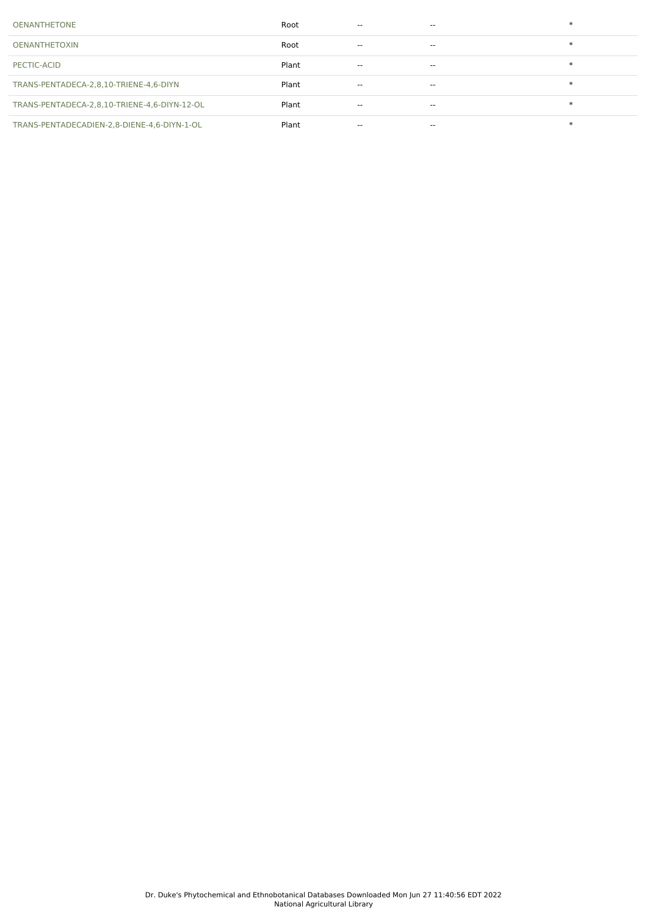| | | | | |
|---|---|---|---|---|
| OENANTHETONE | Root | -- | -- | * |
| OENANTHETOXIN | Root | -- | -- | * |
| PECTIC-ACID | Plant | -- | -- | * |
| TRANS-PENTADECA-2,8,10-TRIENE-4,6-DIYN | Plant | -- | -- | * |
| TRANS-PENTADECA-2,8,10-TRIENE-4,6-DIYN-12-OL | Plant | -- | -- | * |
| TRANS-PENTADECADIEN-2,8-DIENE-4,6-DIYN-1-OL | Plant | -- | -- | * |

Dr. Duke's Phytochemical and Ethnobotanical Databases Downloaded Mon Jun 27 11:40:56 EDT 2022
National Agricultural Library